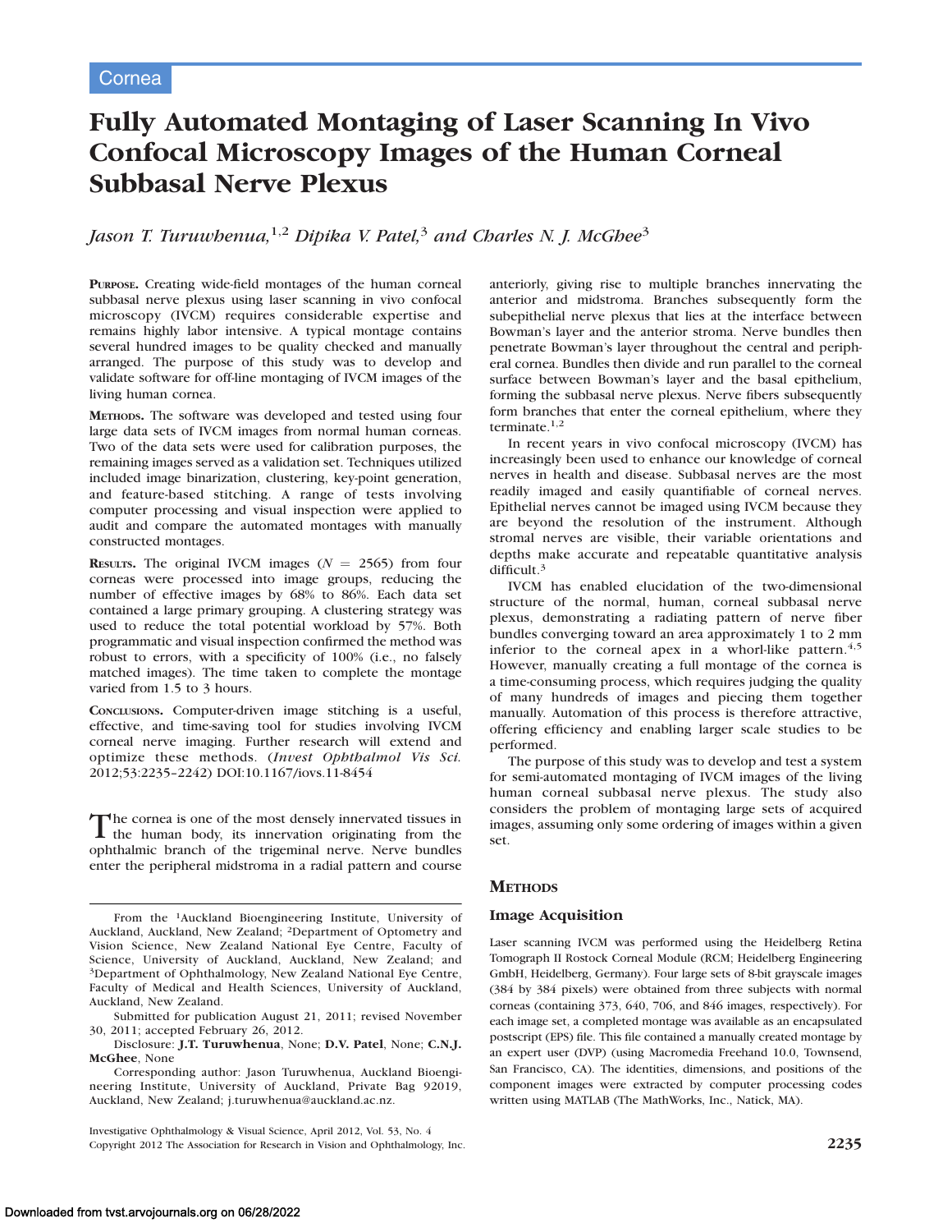Cornea

# Fully Automated Montaging of Laser Scanning In Vivo Confocal Microscopy Images of the Human Corneal Subbasal Nerve Plexus

*Jason T. Turuwhenua,*[1,2] *Dipika V. Patel,*[3] *and Charles N. J. McGhee*[3]

**Purpose.** Creating wide-field montages of the human corneal subbasal nerve plexus using laser scanning in vivo confocal microscopy (IVCM) requires considerable expertise and remains highly labor intensive. A typical montage contains several hundred images to be quality checked and manually arranged. The purpose of this study was to develop and validate software for off-line montaging of IVCM images of the living human cornea.

**Methods.** The software was developed and tested using four large data sets of IVCM images from normal human corneas. Two of the data sets were used for calibration purposes, the remaining images served as a validation set. Techniques utilized included image binarization, clustering, key-point generation, and feature-based stitching. A range of tests involving computer processing and visual inspection were applied to audit and compare the automated montages with manually constructed montages.

**Results.** The original IVCM images ($N = 2565$) from four corneas were processed into image groups, reducing the number of effective images by 68% to 86%. Each data set contained a large primary grouping. A clustering strategy was used to reduce the total potential workload by 57%. Both programmatic and visual inspection confirmed the method was robust to errors, with a specificity of 100% (i.e., no falsely matched images). The time taken to complete the montage varied from 1.5 to 3 hours.

**Conclusions.** Computer-driven image stitching is a useful, effective, and time-saving tool for studies involving IVCM corneal nerve imaging. Further research will extend and optimize these methods. (*Invest Ophthalmol Vis Sci.* 2012;53:2235–2242) DOI:10.1167/iovs.11-8454

The cornea is one of the most densely innervated tissues in the human body, its innervation originating from the ophthalmic branch of the trigeminal nerve. Nerve bundles enter the peripheral midstroma in a radial pattern and course anteriorly, giving rise to multiple branches innervating the anterior and midstroma. Branches subsequently form the subepithelial nerve plexus that lies at the interface between Bowman's layer and the anterior stroma. Nerve bundles then penetrate Bowman's layer throughout the central and peripheral cornea. Bundles then divide and run parallel to the corneal surface between Bowman's layer and the basal epithelium, forming the subbasal nerve plexus. Nerve fibers subsequently form branches that enter the corneal epithelium, where they terminate.[1,2]

In recent years in vivo confocal microscopy (IVCM) has increasingly been used to enhance our knowledge of corneal nerves in health and disease. Subbasal nerves are the most readily imaged and easily quantifiable of corneal nerves. Epithelial nerves cannot be imaged using IVCM because they are beyond the resolution of the instrument. Although stromal nerves are visible, their variable orientations and depths make accurate and repeatable quantitative analysis difficult.[3]

IVCM has enabled elucidation of the two-dimensional structure of the normal, human, corneal subbasal nerve plexus, demonstrating a radiating pattern of nerve fiber bundles converging toward an area approximately 1 to 2 mm inferior to the corneal apex in a whorl-like pattern.[4,5] However, manually creating a full montage of the cornea is a time-consuming process, which requires judging the quality of many hundreds of images and piecing them together manually. Automation of this process is therefore attractive, offering efficiency and enabling larger scale studies to be performed.

The purpose of this study was to develop and test a system for semi-automated montaging of IVCM images of the living human corneal subbasal nerve plexus. The study also considers the problem of montaging large sets of acquired images, assuming only some ordering of images within a given set.

## Methods

### Image Acquisition

Laser scanning IVCM was performed using the Heidelberg Retina Tomograph II Rostock Corneal Module (RCM; Heidelberg Engineering GmbH, Heidelberg, Germany). Four large sets of 8-bit grayscale images (384 by 384 pixels) were obtained from three subjects with normal corneas (containing 373, 640, 706, and 846 images, respectively). For each image set, a completed montage was available as an encapsulated postscript (EPS) file. This file contained a manually created montage by an expert user (DVP) (using Macromedia Freehand 10.0, Townsend, San Francisco, CA). The identities, dimensions, and positions of the component images were extracted by computer processing codes written using MATLAB (The MathWorks, Inc., Natick, MA).

From the [1]Auckland Bioengineering Institute, University of Auckland, Auckland, New Zealand; [2]Department of Optometry and Vision Science, New Zealand National Eye Centre, Faculty of Science, University of Auckland, Auckland, New Zealand; and [3]Department of Ophthalmology, New Zealand National Eye Centre, Faculty of Medical and Health Sciences, University of Auckland, Auckland, New Zealand.

Submitted for publication August 21, 2011; revised November 30, 2011; accepted February 26, 2012.

Disclosure: **J.T. Turuwhenua**, None; **D.V. Patel**, None; **C.N.J. McGhee**, None

Corresponding author: Jason Turuwhenua, Auckland Bioengineering Institute, University of Auckland, Private Bag 92019, Auckland, New Zealand; j.turuwhenua@auckland.ac.nz.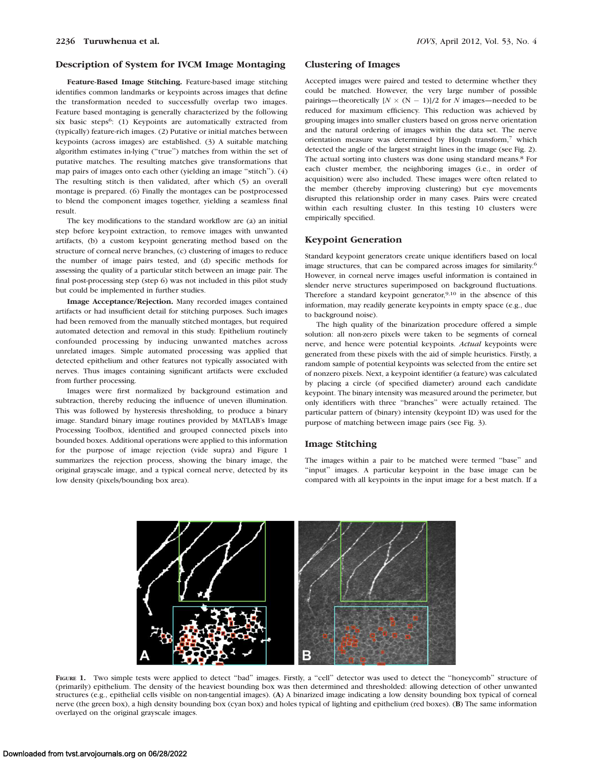## Description of System for IVCM Image Montaging

**Feature-Based Image Stitching.** Feature-based image stitching identifies common landmarks or keypoints across images that define the transformation needed to successfully overlap two images. Feature based montaging is generally characterized by the following six basic steps[6]: (1) Keypoints are automatically extracted from (typically) feature-rich images. (2) Putative or initial matches between keypoints (across images) are established. (3) A suitable matching algorithm estimates in-lying ("true") matches from within the set of putative matches. The resulting matches give transformations that map pairs of images onto each other (yielding an image "stitch"). (4) The resulting stitch is then validated, after which (5) an overall montage is prepared. (6) Finally the montages can be postprocessed to blend the component images together, yielding a seamless final result.

The key modifications to the standard workflow are (a) an initial step before keypoint extraction, to remove images with unwanted artifacts, (b) a custom keypoint generating method based on the structure of corneal nerve branches, (c) clustering of images to reduce the number of image pairs tested, and (d) specific methods for assessing the quality of a particular stitch between an image pair. The final post-processing step (step 6) was not included in this pilot study but could be implemented in further studies.

**Image Acceptance/Rejection.** Many recorded images contained artifacts or had insufficient detail for stitching purposes. Such images had been removed from the manually stitched montages, but required automated detection and removal in this study. Epithelium routinely confounded processing by inducing unwanted matches across unrelated images. Simple automated processing was applied that detected epithelium and other features not typically associated with nerves. Thus images containing significant artifacts were excluded from further processing.

Images were first normalized by background estimation and subtraction, thereby reducing the influence of uneven illumination. This was followed by hysteresis thresholding, to produce a binary image. Standard binary image routines provided by MATLAB's Image Processing Toolbox, identified and grouped connected pixels into bounded boxes. Additional operations were applied to this information for the purpose of image rejection (vide supra) and Figure 1 summarizes the rejection process, showing the binary image, the original grayscale image, and a typical corneal nerve, detected by its low density (pixels/bounding box area).

## Clustering of Images

Accepted images were paired and tested to determine whether they could be matched. However, the very large number of possible pairings—theoretically $[N \times (N - 1)]/2$ for $N$ images—needed to be reduced for maximum efficiency. This reduction was achieved by grouping images into smaller clusters based on gross nerve orientation and the natural ordering of images within the data set. The nerve orientation measure was determined by Hough transform,[7] which detected the angle of the largest straight lines in the image (see Fig. 2). The actual sorting into clusters was done using standard means.[8] For each cluster member, the neighboring images (i.e., in order of acquisition) were also included. These images were often related to the member (thereby improving clustering) but eye movements disrupted this relationship order in many cases. Pairs were created within each resulting cluster. In this testing 10 clusters were empirically specified.

## Keypoint Generation

Standard keypoint generators create unique identifiers based on local image structures, that can be compared across images for similarity.[6] However, in corneal nerve images useful information is contained in slender nerve structures superimposed on background fluctuations. Therefore a standard keypoint generator,[9,10] in the absence of this information, may readily generate keypoints in empty space (e.g., due to background noise).

The high quality of the binarization procedure offered a simple solution: all non-zero pixels were taken to be segments of corneal nerve, and hence were potential keypoints. *Actual* keypoints were generated from these pixels with the aid of simple heuristics. Firstly, a random sample of potential keypoints was selected from the entire set of nonzero pixels. Next, a keypoint identifier (a feature) was calculated by placing a circle (of specified diameter) around each candidate keypoint. The binary intensity was measured around the perimeter, but only identifiers with three "branches" were actually retained. The particular pattern of (binary) intensity (keypoint ID) was used for the purpose of matching between image pairs (see Fig. 3).

## Image Stitching

The images within a pair to be matched were termed "base" and "input" images. A particular keypoint in the base image can be compared with all keypoints in the input image for a best match. If a

FIGURE 1. Two simple tests were applied to detect "bad" images. Firstly, a "cell" detector was used to detect the "honeycomb" structure of (primarily) epithelium. The density of the heaviest bounding box was then determined and thresholded: allowing detection of other unwanted structures (e.g., epithelial cells visible on non-tangential images). (**A**) A binarized image indicating a low density bounding box typical of corneal nerve (the green box), a high density bounding box (cyan box) and holes typical of lighting and epithelium (red boxes). (**B**) The same information overlayed on the original grayscale images.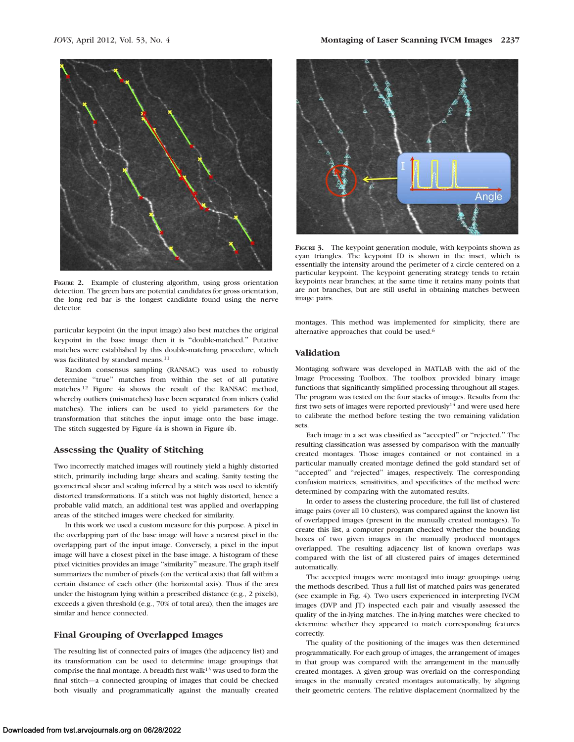FIGURE 2. Example of clustering algorithm, using gross orientation detection. The green bars are potential candidates for gross orientation, the long red bar is the longest candidate found using the nerve detector.

FIGURE 3. The keypoint generation module, with keypoints shown as cyan triangles. The keypoint ID is shown in the inset, which is essentially the intensity around the perimeter of a circle centered on a particular keypoint. The keypoint generating strategy tends to retain keypoints near branches; at the same time it retains many points that are not branches, but are still useful in obtaining matches between image pairs.

particular keypoint (in the input image) also best matches the original keypoint in the base image then it is "double-matched." Putative matches were established by this double-matching procedure, which was facilitated by standard means.[11]

Random consensus sampling (RANSAC) was used to robustly determine "true" matches from within the set of all putative matches.[12] Figure 4a shows the result of the RANSAC method, whereby outliers (mismatches) have been separated from inliers (valid matches). The inliers can be used to yield parameters for the transformation that stitches the input image onto the base image. The stitch suggested by Figure 4a is shown in Figure 4b.

### Assessing the Quality of Stitching

Two incorrectly matched images will routinely yield a highly distorted stitch, primarily including large shears and scaling. Sanity testing the geometrical shear and scaling inferred by a stitch was used to identify distorted transformations. If a stitch was not highly distorted, hence a probable valid match, an additional test was applied and overlapping areas of the stitched images were checked for similarity.

In this work we used a custom measure for this purpose. A pixel in the overlapping part of the base image will have a nearest pixel in the overlapping part of the input image. Conversely, a pixel in the input image will have a closest pixel in the base image. A histogram of these pixel vicinities provides an image "similarity" measure. The graph itself summarizes the number of pixels (on the vertical axis) that fall within a certain distance of each other (the horizontal axis). Thus if the area under the histogram lying within a prescribed distance (e.g., 2 pixels), exceeds a given threshold (e.g., 70% of total area), then the images are similar and hence connected.

### Final Grouping of Overlapped Images

The resulting list of connected pairs of images (the adjacency list) and its transformation can be used to determine image groupings that comprise the final montage. A breadth first walk[13] was used to form the final stitch—a connected grouping of images that could be checked both visually and programmatically against the manually created montages. This method was implemented for simplicity, there are alternative approaches that could be used.[6]

## Validation

Montaging software was developed in MATLAB with the aid of the Image Processing Toolbox. The toolbox provided binary image functions that significantly simplified processing throughout all stages. The program was tested on the four stacks of images. Results from the first two sets of images were reported previously[14] and were used here to calibrate the method before testing the two remaining validation sets.

Each image in a set was classified as "accepted" or "rejected." The resulting classification was assessed by comparison with the manually created montages. Those images contained or not contained in a particular manually created montage defined the gold standard set of "accepted" and "rejected" images, respectively. The corresponding confusion matrices, sensitivities, and specificities of the method were determined by comparing with the automated results.

In order to assess the clustering procedure, the full list of clustered image pairs (over all 10 clusters), was compared against the known list of overlapped images (present in the manually created montages). To create this list, a computer program checked whether the bounding boxes of two given images in the manually produced montages overlapped. The resulting adjacency list of known overlaps was compared with the list of all clustered pairs of images determined automatically.

The accepted images were montaged into image groupings using the methods described. Thus a full list of matched pairs was generated (see example in Fig. 4). Two users experienced in interpreting IVCM images (DVP and JT) inspected each pair and visually assessed the quality of the in-lying matches. The in-lying matches were checked to determine whether they appeared to match corresponding features correctly.

The quality of the positioning of the images was then determined programmatically. For each group of images, the arrangement of images in that group was compared with the arrangement in the manually created montages. A given group was overlaid on the corresponding images in the manually created montages automatically, by aligning their geometric centers. The relative displacement (normalized by the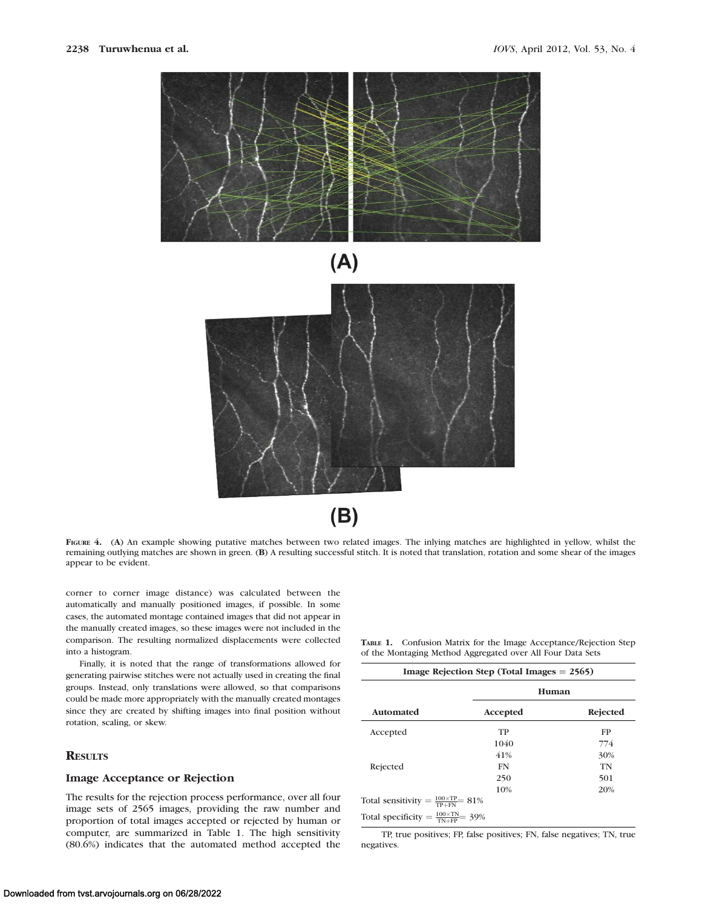**Figure 4.** (**A**) An example showing putative matches between two related images. The inlying matches are highlighted in yellow, whilst the remaining outlying matches are shown in green. (**B**) A resulting successful stitch. It is noted that translation, rotation and some shear of the images appear to be evident.

corner to corner image distance) was calculated between the automatically and manually positioned images, if possible. In some cases, the automated montage contained images that did not appear in the manually created images, so these images were not included in the comparison. The resulting normalized displacements were collected into a histogram.

Finally, it is noted that the range of transformations allowed for generating pairwise stitches were not actually used in creating the final groups. Instead, only translations were allowed, so that comparisons could be made more appropriately with the manually created montages since they are created by shifting images into final position without rotation, scaling, or skew.

## Results

### Image Acceptance or Rejection

The results for the rejection process performance, over all four image sets of 2565 images, providing the raw number and proportion of total images accepted or rejected by human or computer, are summarized in Table 1. The high sensitivity (80.6%) indicates that the automated method accepted the

**Table 1.** Confusion Matrix for the Image Acceptance/Rejection Step of the Montaging Method Aggregated over All Four Data Sets

| Image Rejection Step (Total Images = 2565) | | |
|---|---|---|
| | Human | |
| Automated | Accepted | Rejected |
| Accepted | TP | FP |
| | 1040 | 774 |
| | 41% | 30% |
| Rejected | FN | TN |
| | 250 | 501 |
| | 10% | 20% |

Total sensitivity $= \frac{100 \times TP}{TP+FN} = 81\%$

Total specificity $= \frac{100 \times TN}{TN+FP} = 39\%$

TP, true positives; FP, false positives; FN, false negatives; TN, true negatives.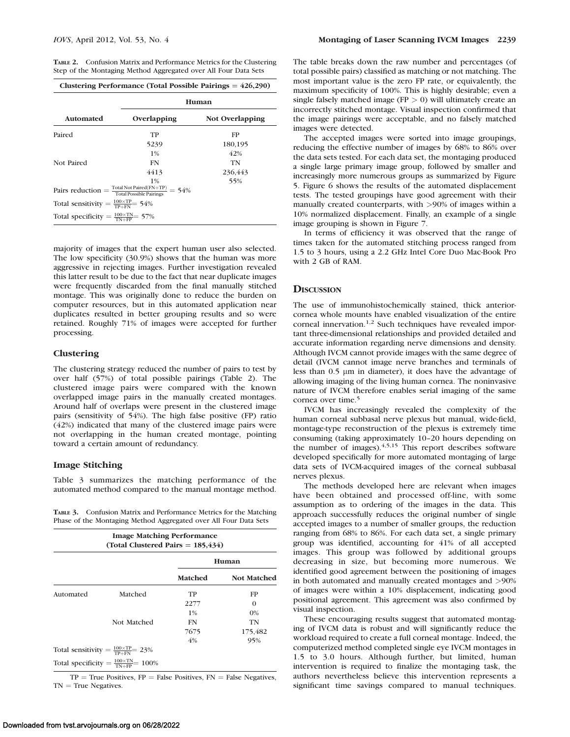**Table 2.** Confusion Matrix and Performance Metrics for the Clustering Step of the Montaging Method Aggregated over All Four Data Sets

| Clustering Performance (Total Possible Pairings = 426,290) | | |
|---|---|---|
| | Human | |
| Automated | Overlapping | Not Overlapping |
| Paired | TP<br>5239<br>1% | FP<br>180,195<br>42% |
| Not Paired | FN<br>4413<br>1% | TN<br>236,443<br>55% |

Pairs reduction $= \frac{\text{Total Not Paired(FN+TP)}}{\text{Total Possible Pairings}} = 54\%$

Total sensitivity $= \frac{100 \times \text{TP}}{\text{TP+FN}} = 54\%$

Total specificity $= \frac{100 \times \text{TN}}{\text{TN+FP}} = 57\%$

majority of images that the expert human user also selected. The low specificity (30.9%) shows that the human was more aggressive in rejecting images. Further investigation revealed this latter result to be due to the fact that near duplicate images were frequently discarded from the final manually stitched montage. This was originally done to reduce the burden on computer resources, but in this automated application near duplicates resulted in better grouping results and so were retained. Roughly 71% of images were accepted for further processing.

### Clustering

The clustering strategy reduced the number of pairs to test by over half (57%) of total possible pairings (Table 2). The clustered image pairs were compared with the known overlapped image pairs in the manually created montages. Around half of overlaps were present in the clustered image pairs (sensitivity of 54%). The high false positive (FP) ratio (42%) indicated that many of the clustered image pairs were not overlapping in the human created montage, pointing toward a certain amount of redundancy.

### Image Stitching

Table 3 summarizes the matching performance of the automated method compared to the manual montage method.

**Table 3.** Confusion Matrix and Performance Metrics for the Matching Phase of the Montaging Method Aggregated over All Four Data Sets

| Image Matching Performance (Total Clustered Pairs = 185,434) | | | |
|---|---|---|---|
| | | Human | |
| | | Matched | Not Matched |
| Automated | Matched | TP<br>2277<br>1% | FP<br>0<br>0% |
| | Not Matched | FN<br>7675<br>4% | TN<br>175,482<br>95% |

Total sensitivity $= \frac{100 \times \text{TP}}{\text{TP+FN}} = 23\%$

Total specificity $= \frac{100 \times \text{TN}}{\text{TN+FP}} = 100\%$

TP = True Positives, FP = False Positives, FN = False Negatives, TN = True Negatives.

The table breaks down the raw number and percentages (of total possible pairs) classified as matching or not matching. The most important value is the zero FP rate, or equivalently, the maximum specificity of 100%. This is highly desirable; even a single falsely matched image ($FP > 0$) will ultimately create an incorrectly stitched montage. Visual inspection confirmed that the image pairings were acceptable, and no falsely matched images were detected.

The accepted images were sorted into image groupings, reducing the effective number of images by 68% to 86% over the data sets tested. For each data set, the montaging produced a single large primary image group, followed by smaller and increasingly more numerous groups as summarized by Figure 5. Figure 6 shows the results of the automated displacement tests. The tested groupings have good agreement with their manually created counterparts, with >90% of images within a 10% normalized displacement. Finally, an example of a single image grouping is shown in Figure 7.

In terms of efficiency it was observed that the range of times taken for the automated stitching process ranged from 1.5 to 3 hours, using a 2.2 GHz Intel Core Duo Mac-Book Pro with 2 GB of RAM.

## Discussion

The use of immunohistochemically stained, thick anterior-cornea whole mounts have enabled visualization of the entire corneal innervation.[1,2] Such techniques have revealed important three-dimensional relationships and provided detailed and accurate information regarding nerve dimensions and density. Although IVCM cannot provide images with the same degree of detail (IVCM cannot image nerve branches and terminals of less than 0.5 μm in diameter), it does have the advantage of allowing imaging of the living human cornea. The noninvasive nature of IVCM therefore enables serial imaging of the same cornea over time.[5]

IVCM has increasingly revealed the complexity of the human corneal subbasal nerve plexus but manual, wide-field, montage-type reconstruction of the plexus is extremely time consuming (taking approximately 10–20 hours depending on the number of images).[4,5,15] This report describes software developed specifically for more automated montaging of large data sets of IVCM-acquired images of the corneal subbasal nerves plexus.

The methods developed here are relevant when images have been obtained and processed off-line, with some assumption as to ordering of the images in the data. This approach successfully reduces the original number of single accepted images to a number of smaller groups, the reduction ranging from 68% to 86%. For each data set, a single primary group was identified, accounting for 41% of all accepted images. This group was followed by additional groups decreasing in size, but becoming more numerous. We identified good agreement between the positioning of images in both automated and manually created montages and >90% of images were within a 10% displacement, indicating good positional agreement. This agreement was also confirmed by visual inspection.

These encouraging results suggest that automated montaging of IVCM data is robust and will significantly reduce the workload required to create a full corneal montage. Indeed, the computerized method completed single eye IVCM montages in 1.5 to 3.0 hours. Although further, but limited, human intervention is required to finalize the montaging task, the authors nevertheless believe this intervention represents a significant time savings compared to manual techniques.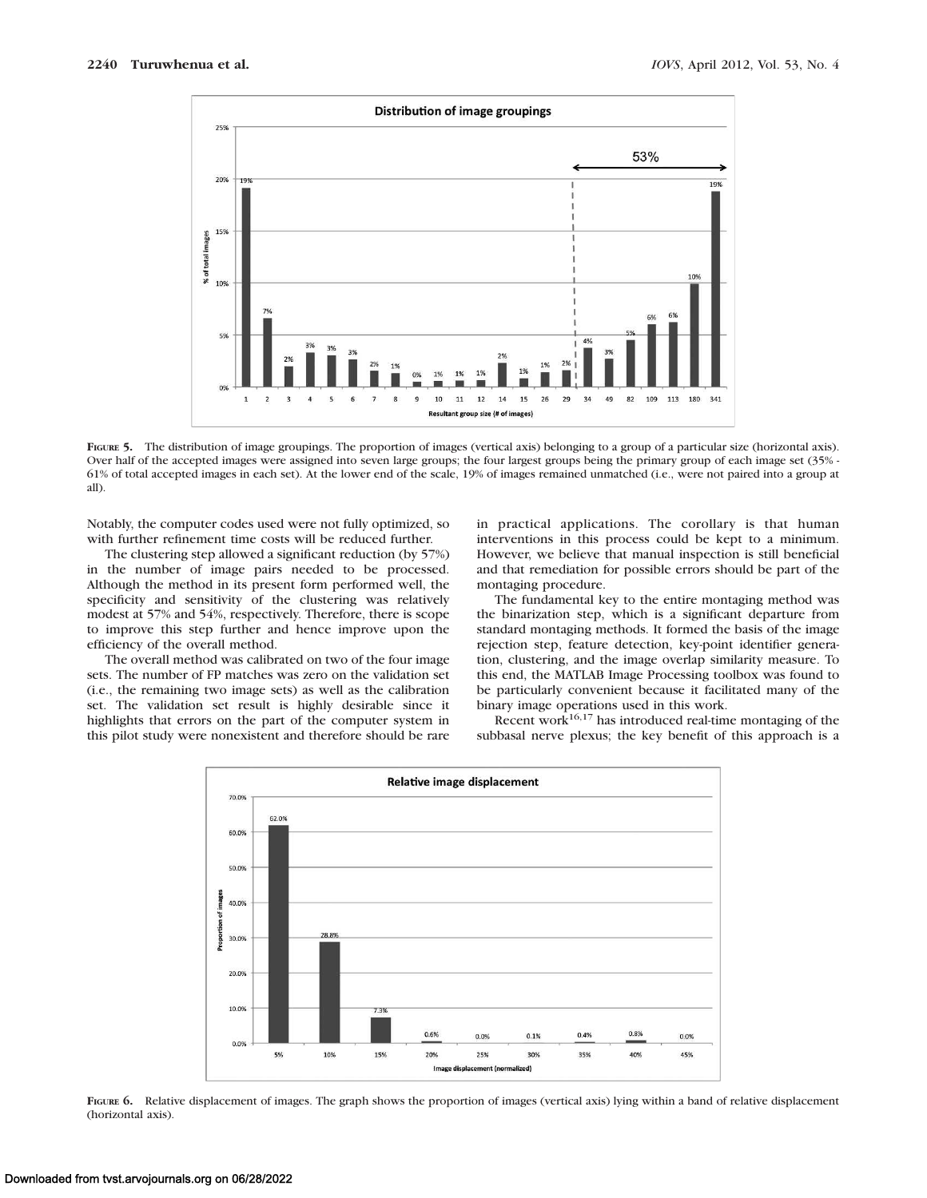FIGURE 5. The distribution of image groupings. The proportion of images (vertical axis) belonging to a group of a particular size (horizontal axis). Over half of the accepted images were assigned into seven large groups; the four largest groups being the primary group of each image set (35% - 61% of total accepted images in each set). At the lower end of the scale, 19% of images remained unmatched (i.e., were not paired into a group at all).

Notably, the computer codes used were not fully optimized, so with further refinement time costs will be reduced further.

The clustering step allowed a significant reduction (by 57%) in the number of image pairs needed to be processed. Although the method in its present form performed well, the specificity and sensitivity of the clustering was relatively modest at 57% and 54%, respectively. Therefore, there is scope to improve this step further and hence improve upon the efficiency of the overall method.

The overall method was calibrated on two of the four image sets. The number of FP matches was zero on the validation set (i.e., the remaining two image sets) as well as the calibration set. The validation set result is highly desirable since it highlights that errors on the part of the computer system in this pilot study were nonexistent and therefore should be rare in practical applications. The corollary is that human interventions in this process could be kept to a minimum. However, we believe that manual inspection is still beneficial and that remediation for possible errors should be part of the montaging procedure.

The fundamental key to the entire montaging method was the binarization step, which is a significant departure from standard montaging methods. It formed the basis of the image rejection step, feature detection, key-point identifier generation, clustering, and the image overlap similarity measure. To this end, the MATLAB Image Processing toolbox was found to be particularly convenient because it facilitated many of the binary image operations used in this work.

Recent work[16,17] has introduced real-time montaging of the subbasal nerve plexus; the key benefit of this approach is a

FIGURE 6. Relative displacement of images. The graph shows the proportion of images (vertical axis) lying within a band of relative displacement (horizontal axis).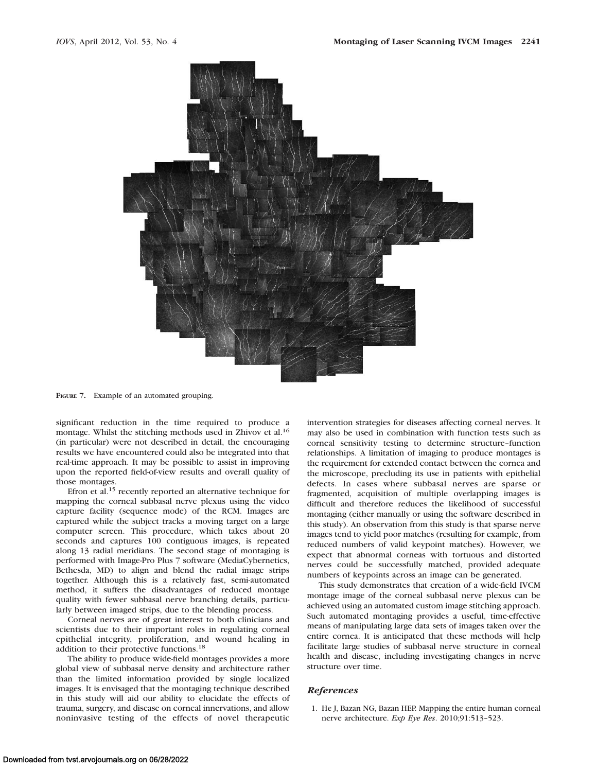FIGURE 7. Example of an automated grouping.

significant reduction in the time required to produce a montage. Whilst the stitching methods used in Zhivov et al.[16] (in particular) were not described in detail, the encouraging results we have encountered could also be integrated into that real-time approach. It may be possible to assist in improving upon the reported field-of-view results and overall quality of those montages.

Efron et al.[15] recently reported an alternative technique for mapping the corneal subbasal nerve plexus using the video capture facility (sequence mode) of the RCM. Images are captured while the subject tracks a moving target on a large computer screen. This procedure, which takes about 20 seconds and captures 100 contiguous images, is repeated along 13 radial meridians. The second stage of montaging is performed with Image-Pro Plus 7 software (MediaCybernetics, Bethesda, MD) to align and blend the radial image strips together. Although this is a relatively fast, semi-automated method, it suffers the disadvantages of reduced montage quality with fewer subbasal nerve branching details, particularly between imaged strips, due to the blending process.

Corneal nerves are of great interest to both clinicians and scientists due to their important roles in regulating corneal epithelial integrity, proliferation, and wound healing in addition to their protective functions.[18]

The ability to produce wide-field montages provides a more global view of subbasal nerve density and architecture rather than the limited information provided by single localized images. It is envisaged that the montaging technique described in this study will aid our ability to elucidate the effects of trauma, surgery, and disease on corneal innervations, and allow noninvasive testing of the effects of novel therapeutic intervention strategies for diseases affecting corneal nerves. It may also be used in combination with function tests such as corneal sensitivity testing to determine structure–function relationships. A limitation of imaging to produce montages is the requirement for extended contact between the cornea and the microscope, precluding its use in patients with epithelial defects. In cases where subbasal nerves are sparse or fragmented, acquisition of multiple overlapping images is difficult and therefore reduces the likelihood of successful montaging (either manually or using the software described in this study). An observation from this study is that sparse nerve images tend to yield poor matches (resulting for example, from reduced numbers of valid keypoint matches). However, we expect that abnormal corneas with tortuous and distorted nerves could be successfully matched, provided adequate numbers of keypoints across an image can be generated.

This study demonstrates that creation of a wide-field IVCM montage image of the corneal subbasal nerve plexus can be achieved using an automated custom image stitching approach. Such automated montaging provides a useful, time-effective means of manipulating large data sets of images taken over the entire cornea. It is anticipated that these methods will help facilitate large studies of subbasal nerve structure in corneal health and disease, including investigating changes in nerve structure over time.

## *References*

1. He J, Bazan NG, Bazan HEP. Mapping the entire human corneal nerve architecture. *Exp Eye Res*. 2010;91:513–523.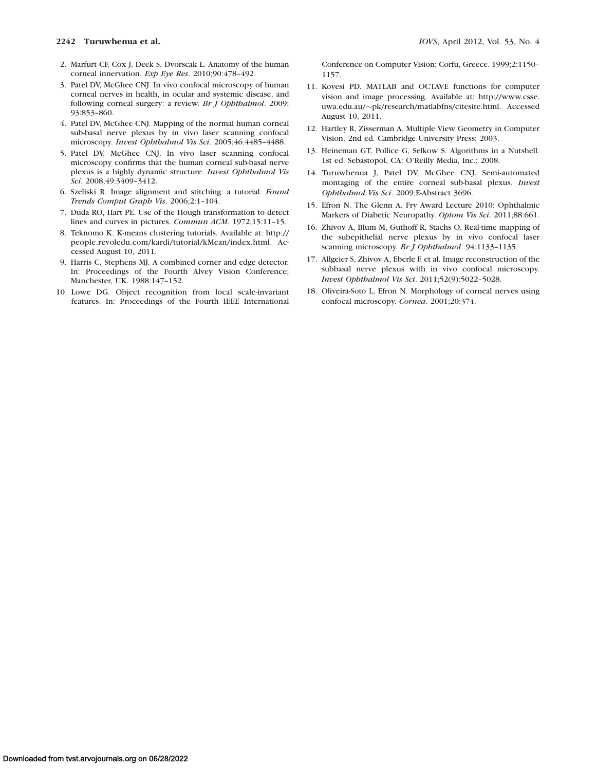2. Marfurt CF, Cox J, Deek S, Dvorscak L. Anatomy of the human corneal innervation. *Exp Eye Res*. 2010;90:478–492.
3. Patel DV, McGhee CNJ. In vivo confocal microscopy of human corneal nerves in health, in ocular and systemic disease, and following corneal surgery: a review. *Br J Ophthalmol*. 2009; 93:853–860.
4. Patel DV, McGhee CNJ. Mapping of the normal human corneal sub-basal nerve plexus by in vivo laser scanning confocal microscopy. *Invest Ophthalmol Vis Sci*. 2005;46:4485–4488.
5. Patel DV, McGhee CNJ. In vivo laser scanning confocal microscopy confirms that the human corneal sub-basal nerve plexus is a highly dynamic structure. *Invest Ophthalmol Vis Sci*. 2008;49:3409–3412.
6. Szeliski R. Image alignment and stitching: a tutorial. *Found Trends Comput Graph Vis*. 2006;2:1–104.
7. Duda RO, Hart PE. Use of the Hough transformation to detect lines and curves in pictures. *Commun ACM*. 1972;15:11–15.
8. Teknomo K. K-means clustering tutorials. Available at: http://people.revoledu.com/kardi/tutorial/kMean/index.html. Accessed August 10, 2011.
9. Harris C, Stephens MJ. A combined corner and edge detector. In: Proceedings of the Fourth Alvey Vision Conference; Manchester, UK. 1988:147–152.
10. Lowe DG. Object recognition from local scale-invariant features. In: Proceedings of the Fourth IEEE International Conference on Computer Vision; Corfu, Greece. 1999;2:1150–1157.
11. Kovesi PD. MATLAB and OCTAVE functions for computer vision and image processing. Available at: http://www.csse.uwa.edu.au/~pk/research/matlabfns/citesite.html. Accessed August 10, 2011.
12. Hartley R, Zisserman A. Multiple View Geometry in Computer Vision. 2nd ed. Cambridge University Press; 2003.
13. Heineman GT, Pollice G, Selkow S. Algorithms in a Nutshell. 1st ed. Sebastopol, CA: O'Reilly Media, Inc.; 2008.
14. Turuwhenua J, Patel DV, McGhee CNJ. Semi-automated montaging of the entire corneal sub-basal plexus. *Invest Ophthalmol Vis Sci*. 2009;E-Abstract 3696.
15. Efron N. The Glenn A. Fry Award Lecture 2010: Ophthalmic Markers of Diabetic Neuropathy. *Optom Vis Sci*. 2011;88:661.
16. Zhivov A, Blum M, Guthoff R, Stachs O. Real-time mapping of the subepithelial nerve plexus by in vivo confocal laser scanning microscopy. *Br J Ophthalmol*. 94:1133–1135.
17. Allgeier S, Zhivov A, Eberle F, et al. Image reconstruction of the subbasal nerve plexus with in vivo confocal microscopy. *Invest Ophthalmol Vis Sci*. 2011;52(9):5022–5028.
18. Oliveira-Soto L, Efron N. Morphology of corneal nerves using confocal microscopy. *Cornea*. 2001;20:374.